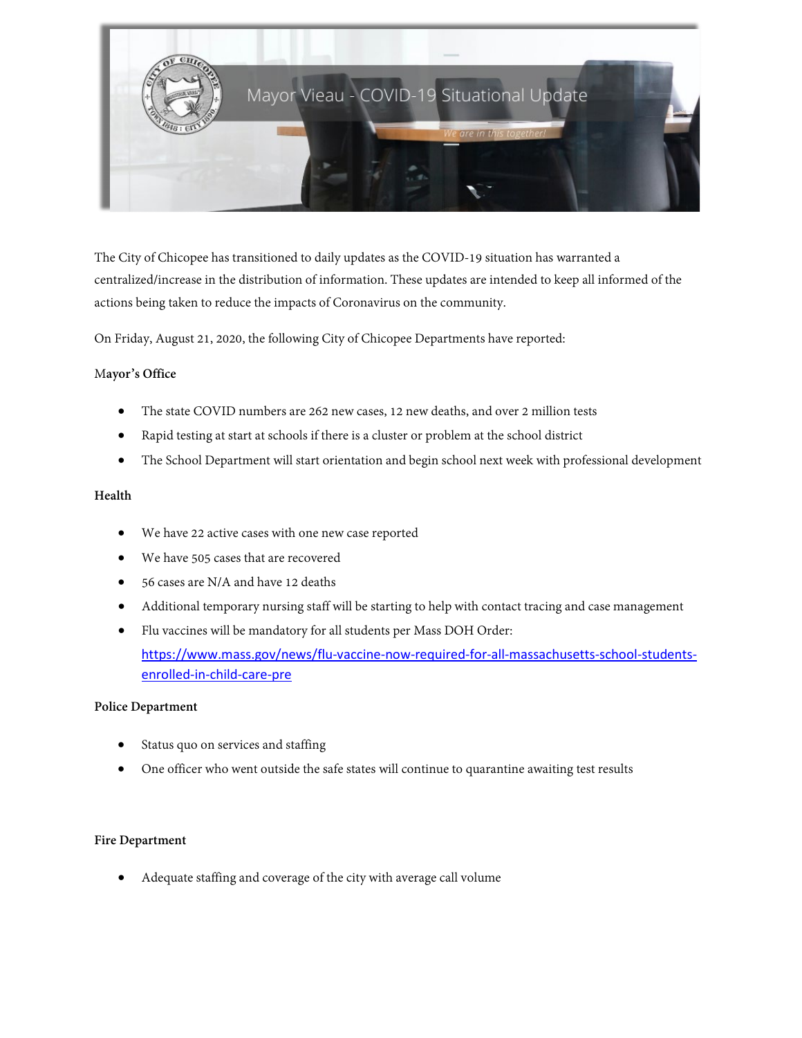# Mayor Vieau - COVID-19 Situational Update

*We are in this together!*

The City of Chicopee has transitioned to daily updates as the COVID-19 situation has warranted a centralized/increase in the distribution of information. These updates are intended to keep all informed of the actions being taken to reduce the impacts of Coronavirus on the community.

On Friday, August 21, 2020, the following City of Chicopee Departments have reported:

**Mayor's Office**

- The state COVID numbers are 262 new cases, 12 new deaths, and over 2 million tests
- Rapid testing at start at schools if there is a cluster or problem at the school district
- The School Department will start orientation and begin school next week with professional development

**Health**

- We have 22 active cases with one new case reported
- We have 505 cases that are recovered
- 56 cases are N/A and have 12 deaths
- Additional temporary nursing staff will be starting to help with contact tracing and case management
- Flu vaccines will be mandatory for all students per Mass DOH Order: https://www.mass.gov/news/flu-vaccine-now-required-for-all-massachusetts-school-students-enrolled-in-child-care-pre

**Police Department**

- Status quo on services and staffing
- One officer who went outside the safe states will continue to quarantine awaiting test results

**Fire Department**

- Adequate staffing and coverage of the city with average call volume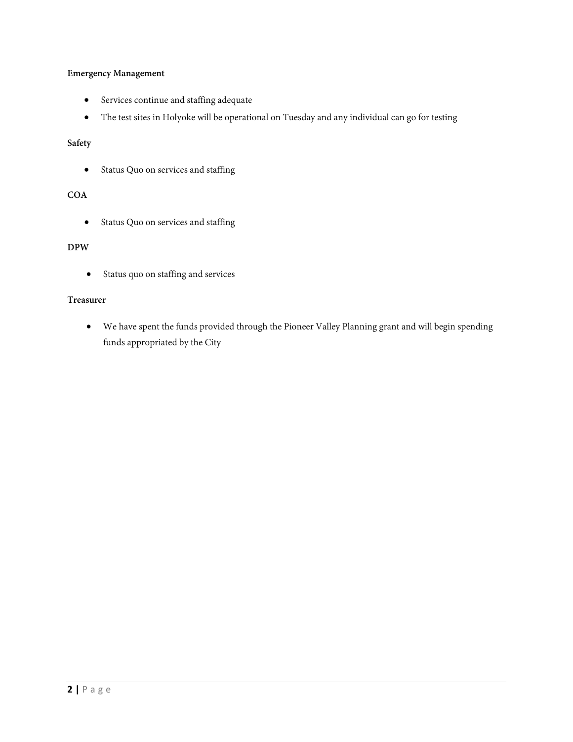**Emergency Management**

- Services continue and staffing adequate
- The test sites in Holyoke will be operational on Tuesday and any individual can go for testing

**Safety**

- Status Quo on services and staffing

**COA**

- Status Quo on services and staffing

**DPW**

- Status quo on staffing and services

**Treasurer**

- We have spent the funds provided through the Pioneer Valley Planning grant and will begin spending funds appropriated by the City